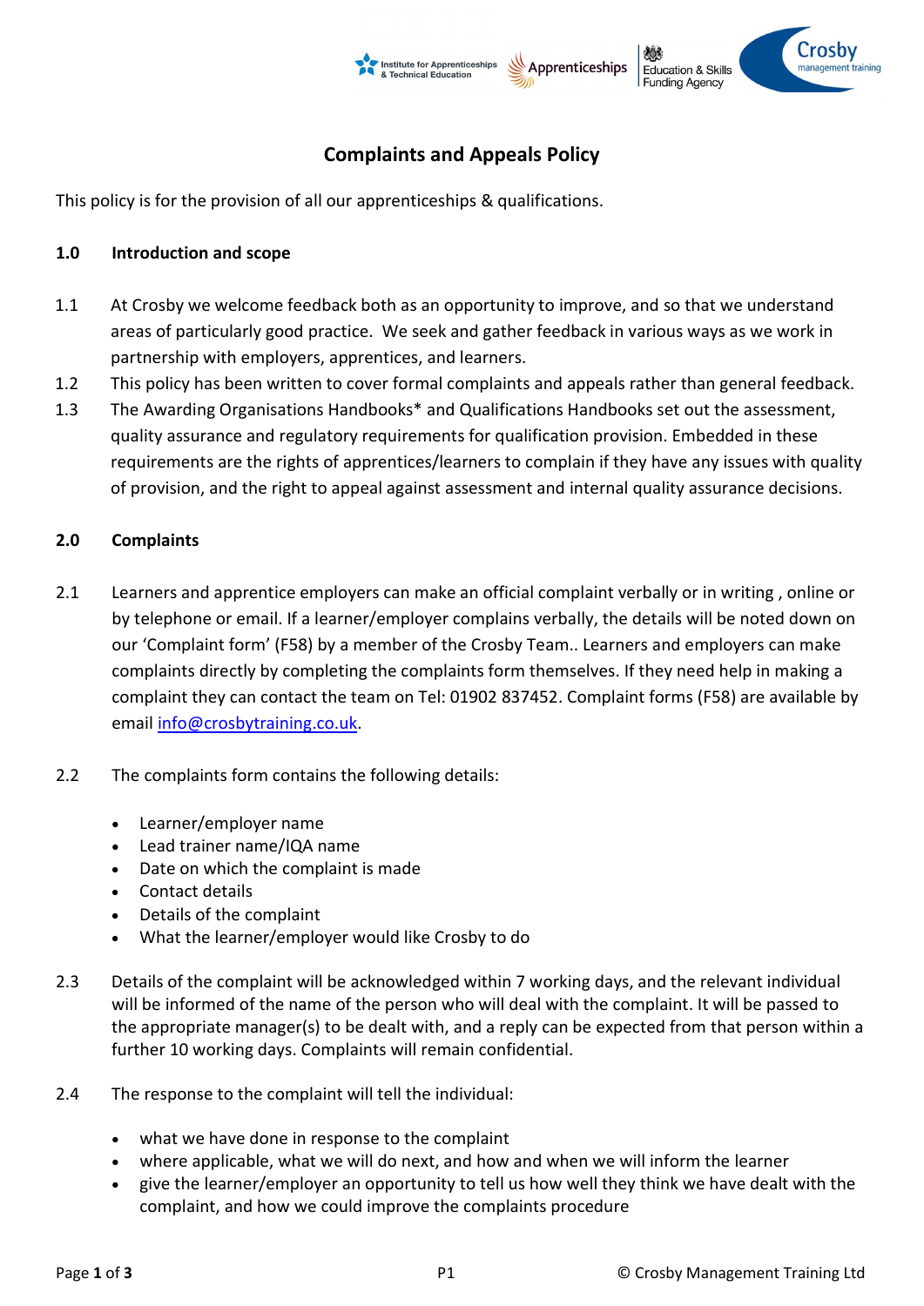# Complaints and Appeals Policy

This policy is for the provision of all our apprenticeships & qualifications.

## 1.0 Introduction and scope

1.1 At Crosby we welcome feedback both as an opportunity to improve, and so that we understand areas of particularly good practice. We seek and gather feedback in various ways as we work in partnership with employers, apprentices, and learners.

1.2 This policy has been written to cover formal complaints and appeals rather than general feedback.

1.3 The Awarding Organisations Handbooks* and Qualifications Handbooks set out the assessment, quality assurance and regulatory requirements for qualification provision. Embedded in these requirements are the rights of apprentices/learners to complain if they have any issues with quality of provision, and the right to appeal against assessment and internal quality assurance decisions.

## 2.0 Complaints

2.1 Learners and apprentice employers can make an official complaint verbally or in writing , online or by telephone or email. If a learner/employer complains verbally, the details will be noted down on our 'Complaint form' (F58) by a member of the Crosby Team.. Learners and employers can make complaints directly by completing the complaints form themselves. If they need help in making a complaint they can contact the team on Tel: 01902 837452. Complaint forms (F58) are available by email info@crosbytraining.co.uk.

2.2 The complaints form contains the following details:

- Learner/employer name
- Lead trainer name/IQA name
- Date on which the complaint is made
- Contact details
- Details of the complaint
- What the learner/employer would like Crosby to do

2.3 Details of the complaint will be acknowledged within 7 working days, and the relevant individual will be informed of the name of the person who will deal with the complaint. It will be passed to the appropriate manager(s) to be dealt with, and a reply can be expected from that person within a further 10 working days. Complaints will remain confidential.

2.4 The response to the complaint will tell the individual:

- what we have done in response to the complaint
- where applicable, what we will do next, and how and when we will inform the learner
- give the learner/employer an opportunity to tell us how well they think we have dealt with the complaint, and how we could improve the complaints procedure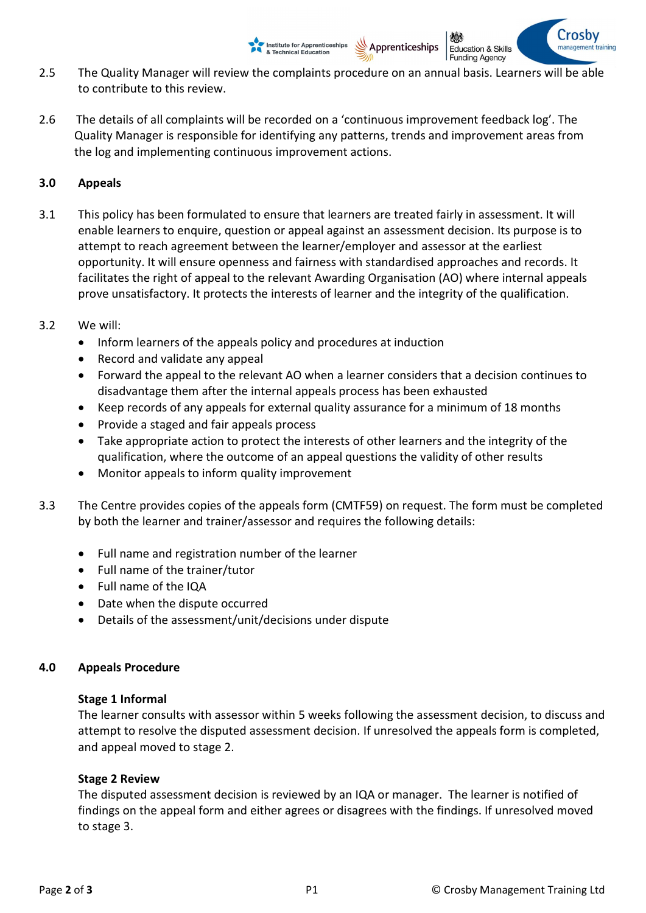2.5 The Quality Manager will review the complaints procedure on an annual basis. Learners will be able to contribute to this review.

2.6 The details of all complaints will be recorded on a 'continuous improvement feedback log'. The Quality Manager is responsible for identifying any patterns, trends and improvement areas from the log and implementing continuous improvement actions.

**3.0 Appeals**

3.1 This policy has been formulated to ensure that learners are treated fairly in assessment. It will enable learners to enquire, question or appeal against an assessment decision. Its purpose is to attempt to reach agreement between the learner/employer and assessor at the earliest opportunity. It will ensure openness and fairness with standardised approaches and records. It facilitates the right of appeal to the relevant Awarding Organisation (AO) where internal appeals prove unsatisfactory. It protects the interests of learner and the integrity of the qualification.

3.2 We will:

- Inform learners of the appeals policy and procedures at induction
- Record and validate any appeal
- Forward the appeal to the relevant AO when a learner considers that a decision continues to disadvantage them after the internal appeals process has been exhausted
- Keep records of any appeals for external quality assurance for a minimum of 18 months
- Provide a staged and fair appeals process
- Take appropriate action to protect the interests of other learners and the integrity of the qualification, where the outcome of an appeal questions the validity of other results
- Monitor appeals to inform quality improvement

3.3 The Centre provides copies of the appeals form (CMTF59) on request. The form must be completed by both the learner and trainer/assessor and requires the following details:

- Full name and registration number of the learner
- Full name of the trainer/tutor
- Full name of the IQA
- Date when the dispute occurred
- Details of the assessment/unit/decisions under dispute

**4.0 Appeals Procedure**

**Stage 1 Informal**

The learner consults with assessor within 5 weeks following the assessment decision, to discuss and attempt to resolve the disputed assessment decision. If unresolved the appeals form is completed, and appeal moved to stage 2.

**Stage 2 Review**

The disputed assessment decision is reviewed by an IQA or manager. The learner is notified of findings on the appeal form and either agrees or disagrees with the findings. If unresolved moved to stage 3.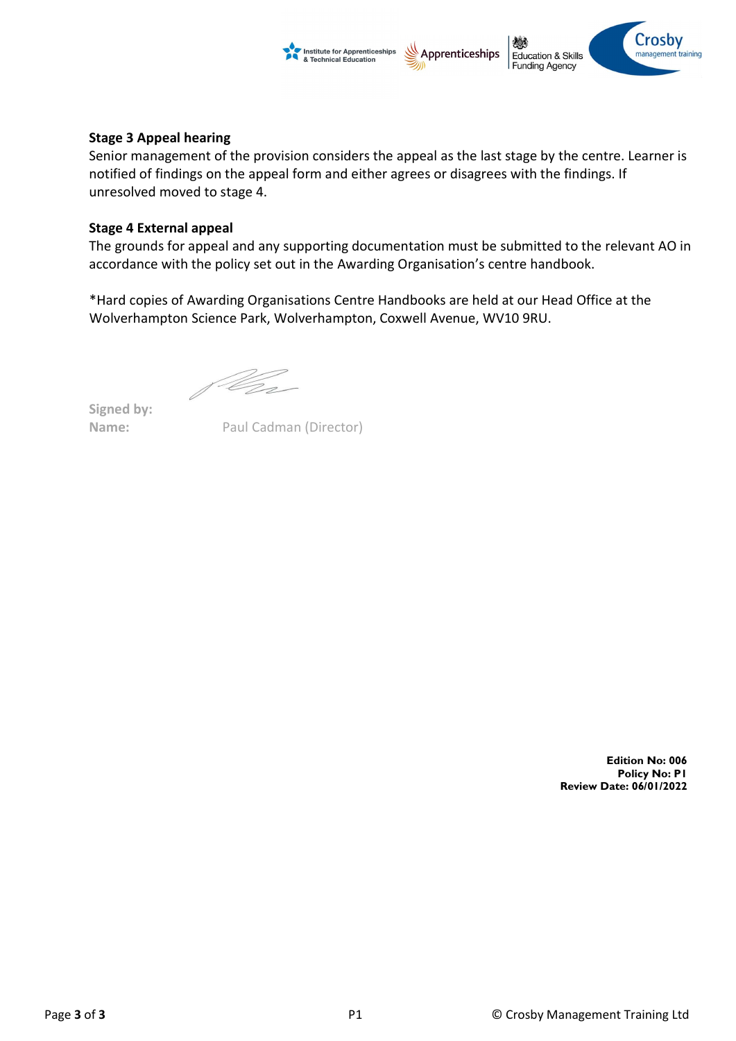**Stage 3 Appeal hearing**

Senior management of the provision considers the appeal as the last stage by the centre. Learner is notified of findings on the appeal form and either agrees or disagrees with the findings. If unresolved moved to stage 4.

**Stage 4 External appeal**

The grounds for appeal and any supporting documentation must be submitted to the relevant AO in accordance with the policy set out in the Awarding Organisation's centre handbook.

*Hard copies of Awarding Organisations Centre Handbooks are held at our Head Office at the Wolverhampton Science Park, Wolverhampton, Coxwell Avenue, WV10 9RU.

**Signed by:**

**Name:** Paul Cadman (Director)

**Edition No: 006**
**Policy No: P1**
**Review Date: 06/01/2022**